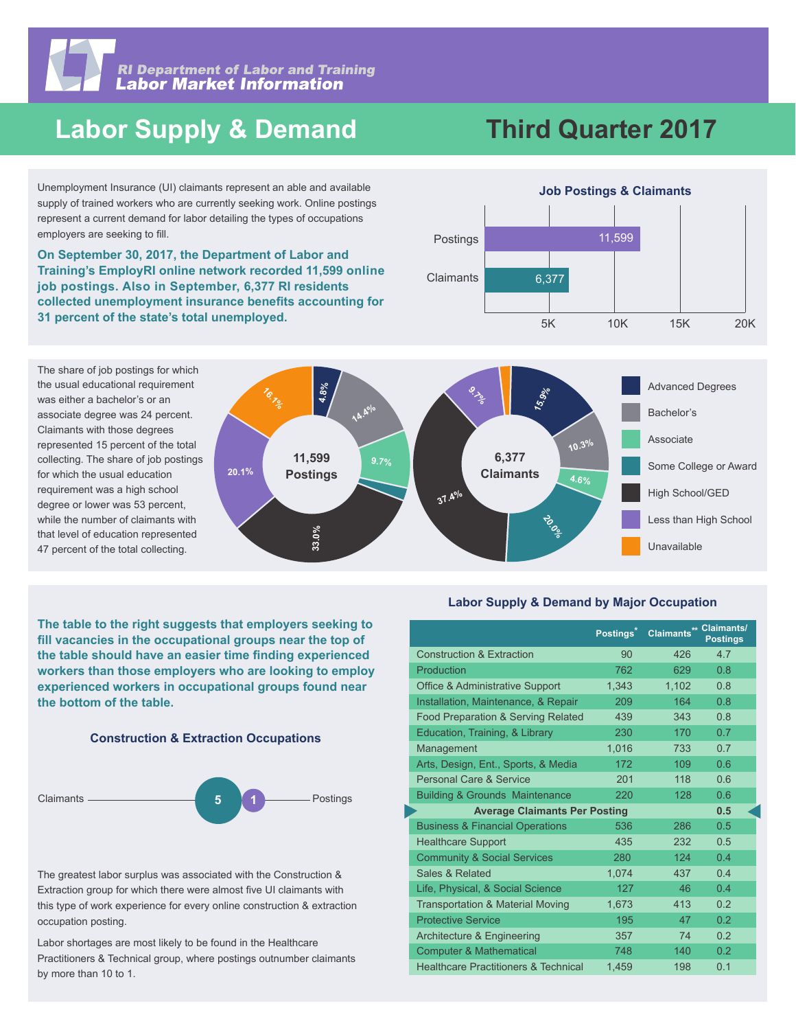RI Department of Labor and Training
Labor Market Information

# Labor Supply & Demand

# Third Quarter 2017

Unemployment Insurance (UI) claimants represent an able and available supply of trained workers who are currently seeking work. Online postings represent a current demand for labor detailing the types of occupations employers are seeking to fill.

**On September 30, 2017, the Department of Labor and Training's EmployRI online network recorded 11,599 online job postings. Also in September, 6,377 RI residents collected unemployment insurance benefits accounting for 31 percent of the state's total unemployed.**

### Job Postings & Claimants

| | Count |
|---|---|
| Postings | 11,599 |
| Claimants | 6,377 |

The share of job postings for which the usual educational requirement was either a bachelor's or an associate degree was 24 percent. Claimants with those degrees represented 15 percent of the total collecting. The share of job postings for which the usual education requirement was a high school degree or lower was 53 percent, while the number of claimants with that level of education represented 47 percent of the total collecting.

| Education | 11,599 Postings | 6,377 Claimants |
|---|---|---|
| Advanced Degrees | 4.8% | 15.9% |
| Bachelor's | 14.4% | 10.3% |
| Associate | 9.7% | 4.6% |
| Some College or Award | | 20.0% |
| High School/GED | 33.0% | 37.4% |
| Less than High School | 20.1% | 9.7% |
| Unavailable | 16.1% | |

**The table to the right suggests that employers seeking to fill vacancies in the occupational groups near the top of the table should have an easier time finding experienced workers than those employers who are looking to employ experienced workers in occupational groups found near the bottom of the table.**

### Construction & Extraction Occupations

Claimants 5 — 1 Postings

The greatest labor surplus was associated with the Construction & Extraction group for which there were almost five UI claimants with this type of work experience for every online construction & extraction occupation posting.

Labor shortages are most likely to be found in the Healthcare Practitioners & Technical group, where postings outnumber claimants by more than 10 to 1.

### Labor Supply & Demand by Major Occupation

| | Postings* | Claimants** | Claimants/ Postings |
|---|---|---|---|
| Construction & Extraction | 90 | 426 | 4.7 |
| Production | 762 | 629 | 0.8 |
| Office & Administrative Support | 1,343 | 1,102 | 0.8 |
| Installation, Maintenance, & Repair | 209 | 164 | 0.8 |
| Food Preparation & Serving Related | 439 | 343 | 0.8 |
| Education, Training, & Library | 230 | 170 | 0.7 |
| Management | 1,016 | 733 | 0.7 |
| Arts, Design, Ent., Sports, & Media | 172 | 109 | 0.6 |
| Personal Care & Service | 201 | 118 | 0.6 |
| Building & Grounds Maintenance | 220 | 128 | 0.6 |
| **Average Claimants Per Posting** | | | **0.5** |
| Business & Financial Operations | 536 | 286 | 0.5 |
| Healthcare Support | 435 | 232 | 0.5 |
| Community & Social Services | 280 | 124 | 0.4 |
| Sales & Related | 1,074 | 437 | 0.4 |
| Life, Physical, & Social Science | 127 | 46 | 0.4 |
| Transportation & Material Moving | 1,673 | 413 | 0.2 |
| Protective Service | 195 | 47 | 0.2 |
| Architecture & Engineering | 357 | 74 | 0.2 |
| Computer & Mathematical | 748 | 140 | 0.2 |
| Healthcare Practitioners & Technical | 1,459 | 198 | 0.1 |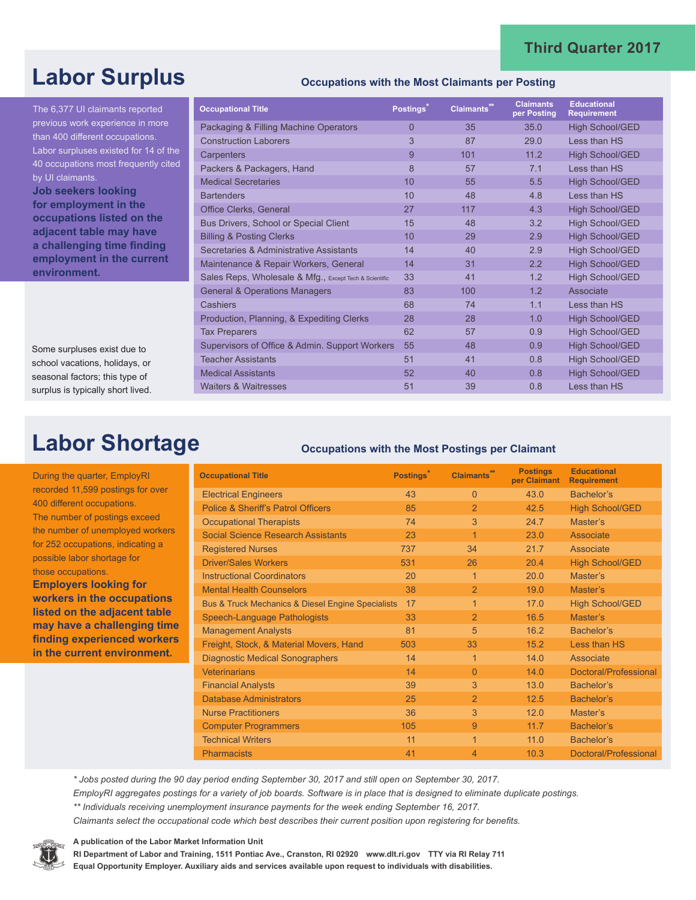**Third Quarter 2017**

# Labor Surplus

The 6,377 UI claimants reported previous work experience in more than 400 different occupations. Labor surpluses existed for 14 of the 40 occupations most frequently cited by UI claimants.

**Job seekers looking for employment in the occupations listed on the adjacent table may have a challenging time finding employment in the current environment.**

Some surpluses exist due to school vacations, holidays, or seasonal factors; this type of surplus is typically short lived.

### Occupations with the Most Claimants per Posting

| Occupational Title | Postings* | Claimants** | Claimants per Posting | Educational Requirement |
|---|---|---|---|---|
| Packaging & Filling Machine Operators | 0 | 35 | 35.0 | High School/GED |
| Construction Laborers | 3 | 87 | 29.0 | Less than HS |
| Carpenters | 9 | 101 | 11.2 | High School/GED |
| Packers & Packagers, Hand | 8 | 57 | 7.1 | Less than HS |
| Medical Secretaries | 10 | 55 | 5.5 | High School/GED |
| Bartenders | 10 | 48 | 4.8 | Less than HS |
| Office Clerks, General | 27 | 117 | 4.3 | High School/GED |
| Bus Drivers, School or Special Client | 15 | 48 | 3.2 | High School/GED |
| Billing & Posting Clerks | 10 | 29 | 2.9 | High School/GED |
| Secretaries & Administrative Assistants | 14 | 40 | 2.9 | High School/GED |
| Maintenance & Repair Workers, General | 14 | 31 | 2.2 | High School/GED |
| Sales Reps, Wholesale & Mfg., Except Tech & Scientific | 33 | 41 | 1.2 | High School/GED |
| General & Operations Managers | 83 | 100 | 1.2 | Associate |
| Cashiers | 68 | 74 | 1.1 | Less than HS |
| Production, Planning, & Expediting Clerks | 28 | 28 | 1.0 | High School/GED |
| Tax Preparers | 62 | 57 | 0.9 | High School/GED |
| Supervisors of Office & Admin. Support Workers | 55 | 48 | 0.9 | High School/GED |
| Teacher Assistants | 51 | 41 | 0.8 | High School/GED |
| Medical Assistants | 52 | 40 | 0.8 | High School/GED |
| Waiters & Waitresses | 51 | 39 | 0.8 | Less than HS |

# Labor Shortage

During the quarter, EmployRI recorded 11,599 postings for over 400 different occupations. The number of postings exceed the number of unemployed workers for 252 occupations, indicating a possible labor shortage for those occupations.

**Employers looking for workers in the occupations listed on the adjacent table may have a challenging time finding experienced workers in the current environment.**

### Occupations with the Most Postings per Claimant

| Occupational Title | Postings* | Claimants** | Postings per Claimant | Educational Requirement |
|---|---|---|---|---|
| Electrical Engineers | 43 | 0 | 43.0 | Bachelor's |
| Police & Sheriff's Patrol Officers | 85 | 2 | 42.5 | High School/GED |
| Occupational Therapists | 74 | 3 | 24.7 | Master's |
| Social Science Research Assistants | 23 | 1 | 23.0 | Associate |
| Registered Nurses | 737 | 34 | 21.7 | Associate |
| Driver/Sales Workers | 531 | 26 | 20.4 | High School/GED |
| Instructional Coordinators | 20 | 1 | 20.0 | Master's |
| Mental Health Counselors | 38 | 2 | 19.0 | Master's |
| Bus & Truck Mechanics & Diesel Engine Specialists | 17 | 1 | 17.0 | High School/GED |
| Speech-Language Pathologists | 33 | 2 | 16.5 | Master's |
| Management Analysts | 81 | 5 | 16.2 | Bachelor's |
| Freight, Stock, & Material Movers, Hand | 503 | 33 | 15.2 | Less than HS |
| Diagnostic Medical Sonographers | 14 | 1 | 14.0 | Associate |
| Veterinarians | 14 | 0 | 14.0 | Doctoral/Professional |
| Financial Analysts | 39 | 3 | 13.0 | Bachelor's |
| Database Administrators | 25 | 2 | 12.5 | Bachelor's |
| Nurse Practitioners | 36 | 3 | 12.0 | Master's |
| Computer Programmers | 105 | 9 | 11.7 | Bachelor's |
| Technical Writers | 11 | 1 | 11.0 | Bachelor's |
| Pharmacists | 41 | 4 | 10.3 | Doctoral/Professional |

*\* Jobs posted during the 90 day period ending September 30, 2017 and still open on September 30, 2017.*
*EmployRI aggregates postings for a variety of job boards. Software is in place that is designed to eliminate duplicate postings.*
*\*\* Individuals receiving unemployment insurance payments for the week ending September 16, 2017.*
*Claimants select the occupational code which best describes their current position upon registering for benefits.*

**A publication of the Labor Market Information Unit**
**RI Department of Labor and Training, 1511 Pontiac Ave., Cranston, RI 02920 www.dlt.ri.gov TTY via RI Relay 711**
**Equal Opportunity Employer. Auxiliary aids and services available upon request to individuals with disabilities.**